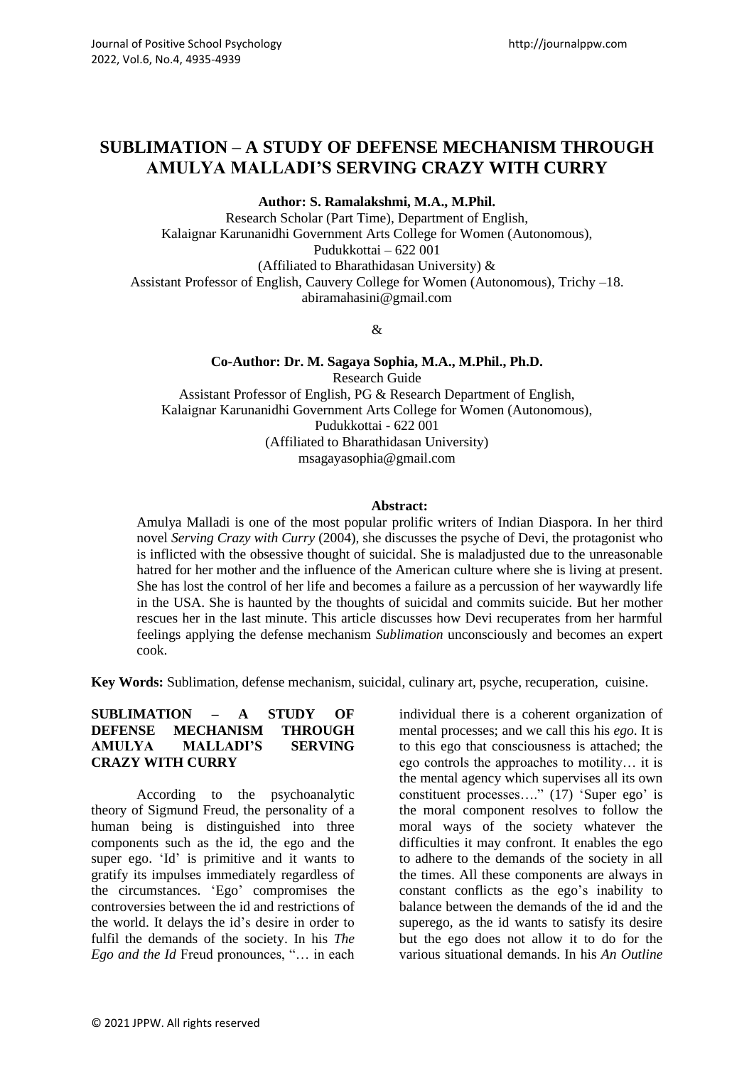# SUBLIMATION – A STUDY OF DEFENSE MECHANISM THROUGH AMULYA MALLADI'S SERVING CRAZY WITH CURRY

**Author: S. Ramalakshmi, M.A., M.Phil.**
Research Scholar (Part Time), Department of English,
Kalaignar Karunanidhi Government Arts College for Women (Autonomous),
Pudukkottai – 622 001
(Affiliated to Bharathidasan University) &
Assistant Professor of English, Cauvery College for Women (Autonomous), Trichy –18.
abiramahasini@gmail.com

&

**Co-Author: Dr. M. Sagaya Sophia, M.A., M.Phil., Ph.D.**
Research Guide
Assistant Professor of English, PG & Research Department of English,
Kalaignar Karunanidhi Government Arts College for Women (Autonomous),
Pudukkottai - 622 001
(Affiliated to Bharathidasan University)
msagayasophia@gmail.com

**Abstract:**

Amulya Malladi is one of the most popular prolific writers of Indian Diaspora. In her third novel *Serving Crazy with Curry* (2004), she discusses the psyche of Devi, the protagonist who is inflicted with the obsessive thought of suicidal. She is maladjusted due to the unreasonable hatred for her mother and the influence of the American culture where she is living at present. She has lost the control of her life and becomes a failure as a percussion of her waywardly life in the USA. She is haunted by the thoughts of suicidal and commits suicide. But her mother rescues her in the last minute. This article discusses how Devi recuperates from her harmful feelings applying the defense mechanism *Sublimation* unconsciously and becomes an expert cook.

**Key Words:** Sublimation, defense mechanism, suicidal, culinary art, psyche, recuperation, cuisine.

## SUBLIMATION – A STUDY OF DEFENSE MECHANISM THROUGH AMULYA MALLADI'S SERVING CRAZY WITH CURRY

According to the psychoanalytic theory of Sigmund Freud, the personality of a human being is distinguished into three components such as the id, the ego and the super ego. 'Id' is primitive and it wants to gratify its impulses immediately regardless of the circumstances. 'Ego' compromises the controversies between the id and restrictions of the world. It delays the id's desire in order to fulfil the demands of the society. In his *The Ego and the Id* Freud pronounces, "… in each individual there is a coherent organization of mental processes; and we call this his *ego*. It is to this ego that consciousness is attached; the ego controls the approaches to motility… it is the mental agency which supervises all its own constituent processes…." (17) 'Super ego' is the moral component resolves to follow the moral ways of the society whatever the difficulties it may confront. It enables the ego to adhere to the demands of the society in all the times. All these components are always in constant conflicts as the ego's inability to balance between the demands of the id and the superego, as the id wants to satisfy its desire but the ego does not allow it to do for the various situational demands. In his *An Outline*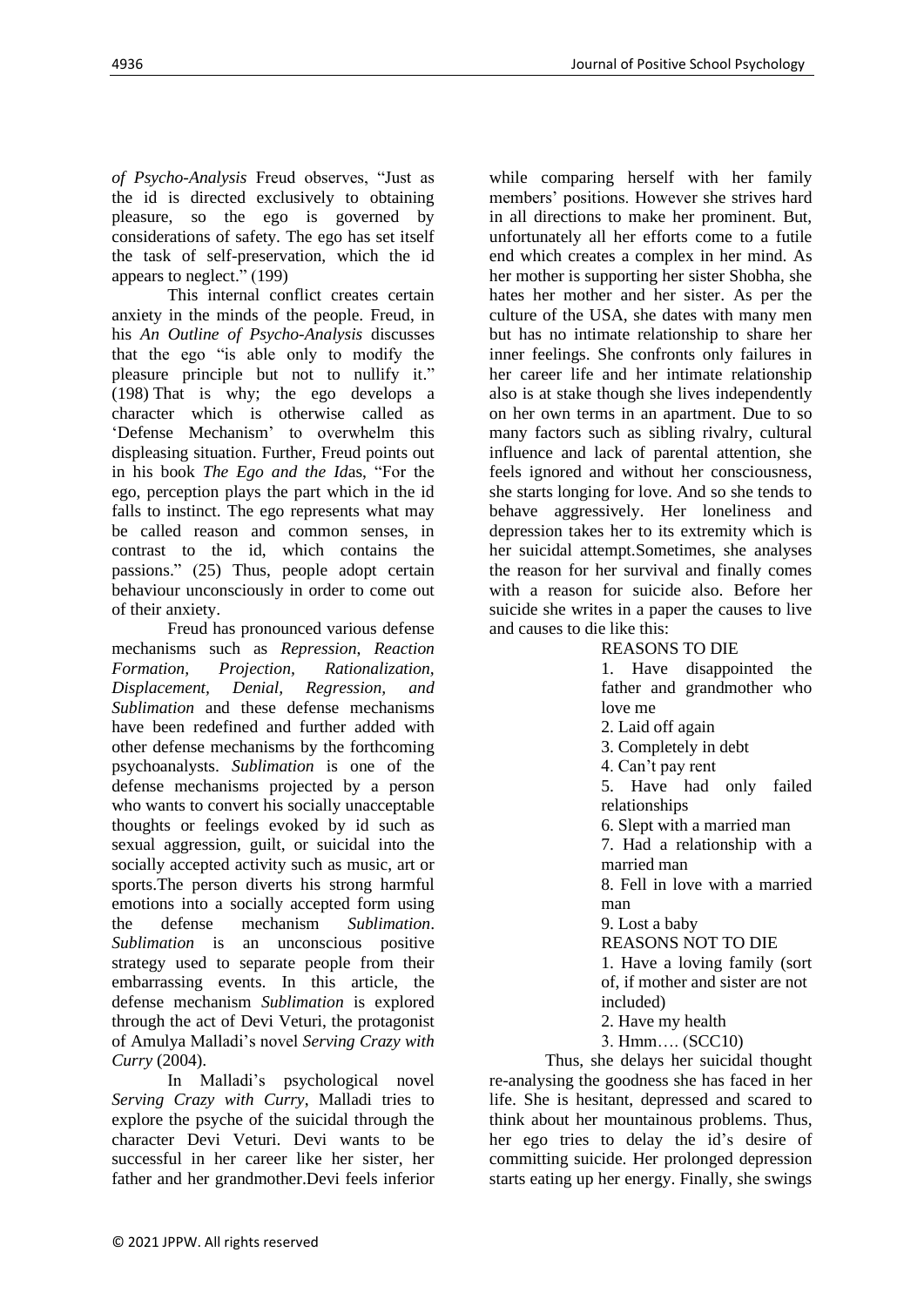*of Psycho-Analysis* Freud observes, "Just as the id is directed exclusively to obtaining pleasure, so the ego is governed by considerations of safety. The ego has set itself the task of self-preservation, which the id appears to neglect." (199)

This internal conflict creates certain anxiety in the minds of the people. Freud, in his *An Outline of Psycho-Analysis* discusses that the ego "is able only to modify the pleasure principle but not to nullify it." (198) That is why; the ego develops a character which is otherwise called as 'Defense Mechanism' to overwhelm this displeasing situation. Further, Freud points out in his book *The Ego and the Id*as, "For the ego, perception plays the part which in the id falls to instinct. The ego represents what may be called reason and common senses, in contrast to the id, which contains the passions." (25) Thus, people adopt certain behaviour unconsciously in order to come out of their anxiety.

Freud has pronounced various defense mechanisms such as *Repression, Reaction Formation, Projection, Rationalization, Displacement, Denial, Regression, and Sublimation* and these defense mechanisms have been redefined and further added with other defense mechanisms by the forthcoming psychoanalysts. *Sublimation* is one of the defense mechanisms projected by a person who wants to convert his socially unacceptable thoughts or feelings evoked by id such as sexual aggression, guilt, or suicidal into the socially accepted activity such as music, art or sports.The person diverts his strong harmful emotions into a socially accepted form using the defense mechanism *Sublimation*. *Sublimation* is an unconscious positive strategy used to separate people from their embarrassing events. In this article, the defense mechanism *Sublimation* is explored through the act of Devi Veturi, the protagonist of Amulya Malladi's novel *Serving Crazy with Curry* (2004).

In Malladi's psychological novel *Serving Crazy with Curry*, Malladi tries to explore the psyche of the suicidal through the character Devi Veturi. Devi wants to be successful in her career like her sister, her father and her grandmother.Devi feels inferior while comparing herself with her family members' positions. However she strives hard in all directions to make her prominent. But, unfortunately all her efforts come to a futile end which creates a complex in her mind. As her mother is supporting her sister Shobha, she hates her mother and her sister. As per the culture of the USA, she dates with many men but has no intimate relationship to share her inner feelings. She confronts only failures in her career life and her intimate relationship also is at stake though she lives independently on her own terms in an apartment. Due to so many factors such as sibling rivalry, cultural influence and lack of parental attention, she feels ignored and without her consciousness, she starts longing for love. And so she tends to behave aggressively. Her loneliness and depression takes her to its extremity which is her suicidal attempt.Sometimes, she analyses the reason for her survival and finally comes with a reason for suicide also. Before her suicide she writes in a paper the causes to live and causes to die like this:

> REASONS TO DIE
>
> 1. Have disappointed the father and grandmother who love me
> 2. Laid off again
> 3. Completely in debt
> 4. Can't pay rent
> 5. Have had only failed relationships
> 6. Slept with a married man
> 7. Had a relationship with a married man
> 8. Fell in love with a married man
> 9. Lost a baby
>
> REASONS NOT TO DIE
>
> 1. Have a loving family (sort of, if mother and sister are not included)
> 2. Have my health
> 3. Hmm…. (SCC10)

Thus, she delays her suicidal thought re-analysing the goodness she has faced in her life. She is hesitant, depressed and scared to think about her mountainous problems. Thus, her ego tries to delay the id's desire of committing suicide. Her prolonged depression starts eating up her energy. Finally, she swings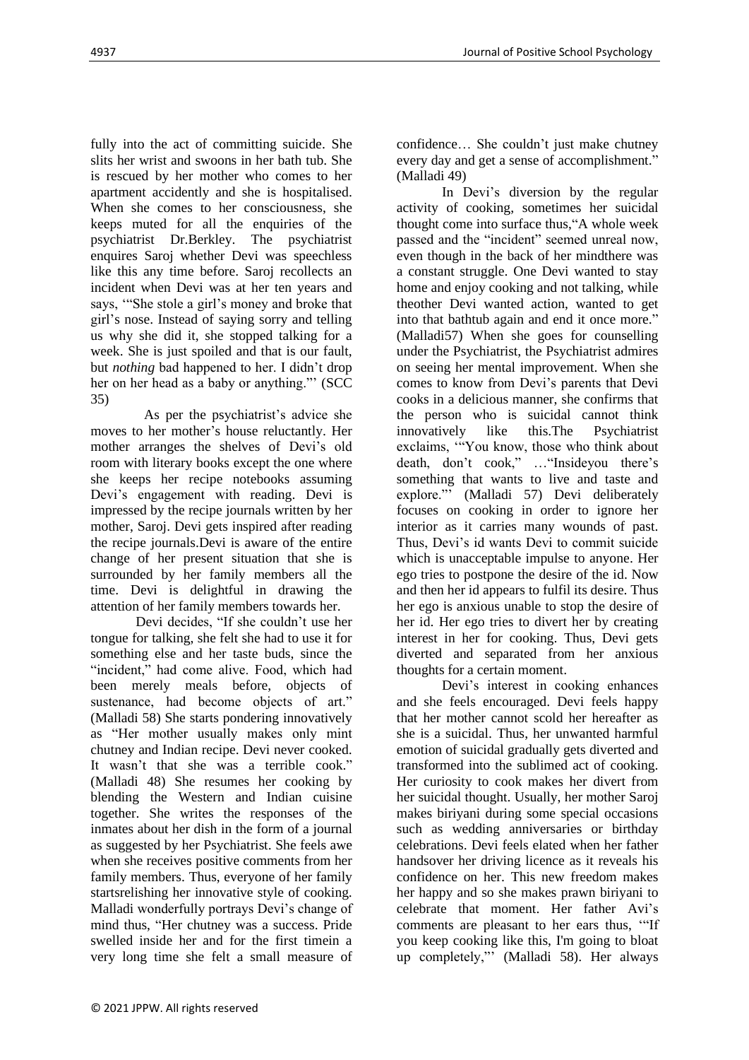fully into the act of committing suicide. She slits her wrist and swoons in her bath tub. She is rescued by her mother who comes to her apartment accidently and she is hospitalised. When she comes to her consciousness, she keeps muted for all the enquiries of the psychiatrist Dr.Berkley. The psychiatrist enquires Saroj whether Devi was speechless like this any time before. Saroj recollects an incident when Devi was at her ten years and says, '"She stole a girl's money and broke that girl's nose. Instead of saying sorry and telling us why she did it, she stopped talking for a week. She is just spoiled and that is our fault, but *nothing* bad happened to her. I didn't drop her on her head as a baby or anything."' (SCC 35)

As per the psychiatrist's advice she moves to her mother's house reluctantly. Her mother arranges the shelves of Devi's old room with literary books except the one where she keeps her recipe notebooks assuming Devi's engagement with reading. Devi is impressed by the recipe journals written by her mother, Saroj. Devi gets inspired after reading the recipe journals.Devi is aware of the entire change of her present situation that she is surrounded by her family members all the time. Devi is delightful in drawing the attention of her family members towards her.

Devi decides, "If she couldn't use her tongue for talking, she felt she had to use it for something else and her taste buds, since the "incident," had come alive. Food, which had been merely meals before, objects of sustenance, had become objects of art." (Malladi 58) She starts pondering innovatively as "Her mother usually makes only mint chutney and Indian recipe. Devi never cooked. It wasn't that she was a terrible cook." (Malladi 48) She resumes her cooking by blending the Western and Indian cuisine together. She writes the responses of the inmates about her dish in the form of a journal as suggested by her Psychiatrist. She feels awe when she receives positive comments from her family members. Thus, everyone of her family startsrelishing her innovative style of cooking. Malladi wonderfully portrays Devi's change of mind thus, "Her chutney was a success. Pride swelled inside her and for the first timein a very long time she felt a small measure of confidence… She couldn't just make chutney every day and get a sense of accomplishment." (Malladi 49)

In Devi's diversion by the regular activity of cooking, sometimes her suicidal thought come into surface thus,"A whole week passed and the "incident" seemed unreal now, even though in the back of her mindthere was a constant struggle. One Devi wanted to stay home and enjoy cooking and not talking, while theother Devi wanted action, wanted to get into that bathtub again and end it once more." (Malladi57) When she goes for counselling under the Psychiatrist, the Psychiatrist admires on seeing her mental improvement. When she comes to know from Devi's parents that Devi cooks in a delicious manner, she confirms that the person who is suicidal cannot think innovatively like this.The Psychiatrist exclaims, '"You know, those who think about death, don't cook," …"Insideyou there's something that wants to live and taste and explore."' (Malladi 57) Devi deliberately focuses on cooking in order to ignore her interior as it carries many wounds of past. Thus, Devi's id wants Devi to commit suicide which is unacceptable impulse to anyone. Her ego tries to postpone the desire of the id. Now and then her id appears to fulfil its desire. Thus her ego is anxious unable to stop the desire of her id. Her ego tries to divert her by creating interest in her for cooking. Thus, Devi gets diverted and separated from her anxious thoughts for a certain moment.

Devi's interest in cooking enhances and she feels encouraged. Devi feels happy that her mother cannot scold her hereafter as she is a suicidal. Thus, her unwanted harmful emotion of suicidal gradually gets diverted and transformed into the sublimed act of cooking. Her curiosity to cook makes her divert from her suicidal thought. Usually, her mother Saroj makes biriyani during some special occasions such as wedding anniversaries or birthday celebrations. Devi feels elated when her father handsover her driving licence as it reveals his confidence on her. This new freedom makes her happy and so she makes prawn biriyani to celebrate that moment. Her father Avi's comments are pleasant to her ears thus, '"If you keep cooking like this, I'm going to bloat up completely,"' (Malladi 58). Her always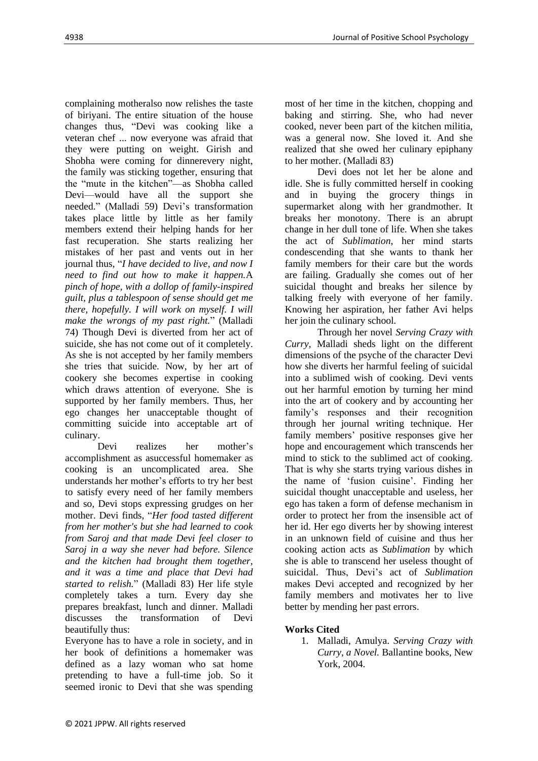complaining motheralso now relishes the taste of biriyani. The entire situation of the house changes thus, "Devi was cooking like a veteran chef ... now everyone was afraid that they were putting on weight. Girish and Shobha were coming for dinnerevery night, the family was sticking together, ensuring that the "mute in the kitchen"—as Shobha called Devi—would have all the support she needed." (Malladi 59) Devi's transformation takes place little by little as her family members extend their helping hands for her fast recuperation. She starts realizing her mistakes of her past and vents out in her journal thus, "*I have decided to live, and now I need to find out how to make it happen.*A *pinch of hope, with a dollop of family-inspired guilt, plus a tablespoon of sense should get me there, hopefully. I will work on myself. I will make the wrongs of my past right.*" (Malladi 74) Though Devi is diverted from her act of suicide, she has not come out of it completely. As she is not accepted by her family members she tries that suicide. Now, by her art of cookery she becomes expertise in cooking which draws attention of everyone. She is supported by her family members. Thus, her ego changes her unacceptable thought of committing suicide into acceptable art of culinary.

Devi realizes her mother's accomplishment as asuccessful homemaker as cooking is an uncomplicated area. She understands her mother's efforts to try her best to satisfy every need of her family members and so, Devi stops expressing grudges on her mother. Devi finds, "*Her food tasted different from her mother's but she had learned to cook from Saroj and that made Devi feel closer to Saroj in a way she never had before. Silence and the kitchen had brought them together, and it was a time and place that Devi had started to relish.*" (Malladi 83) Her life style completely takes a turn. Every day she prepares breakfast, lunch and dinner. Malladi discusses the transformation of Devi beautifully thus:

Everyone has to have a role in society, and in her book of definitions a homemaker was defined as a lazy woman who sat home pretending to have a full-time job. So it seemed ironic to Devi that she was spending most of her time in the kitchen, chopping and baking and stirring. She, who had never cooked, never been part of the kitchen militia, was a general now. She loved it. And she realized that she owed her culinary epiphany to her mother. (Malladi 83)

Devi does not let her be alone and idle. She is fully committed herself in cooking and in buying the grocery things in supermarket along with her grandmother. It breaks her monotony. There is an abrupt change in her dull tone of life. When she takes the act of *Sublimation,* her mind starts condescending that she wants to thank her family members for their care but the words are failing. Gradually she comes out of her suicidal thought and breaks her silence by talking freely with everyone of her family. Knowing her aspiration, her father Avi helps her join the culinary school.

Through her novel *Serving Crazy with Curry,* Malladi sheds light on the different dimensions of the psyche of the character Devi how she diverts her harmful feeling of suicidal into a sublimed wish of cooking. Devi vents out her harmful emotion by turning her mind into the art of cookery and by accounting her family's responses and their recognition through her journal writing technique. Her family members' positive responses give her hope and encouragement which transcends her mind to stick to the sublimed act of cooking. That is why she starts trying various dishes in the name of 'fusion cuisine'. Finding her suicidal thought unacceptable and useless, her ego has taken a form of defense mechanism in order to protect her from the insensible act of her id. Her ego diverts her by showing interest in an unknown field of cuisine and thus her cooking action acts as *Sublimation* by which she is able to transcend her useless thought of suicidal. Thus, Devi's act of *Sublimation* makes Devi accepted and recognized by her family members and motivates her to live better by mending her past errors.

## Works Cited

1. Malladi, Amulya. *Serving Crazy with Curry, a Novel.* Ballantine books, New York, 2004.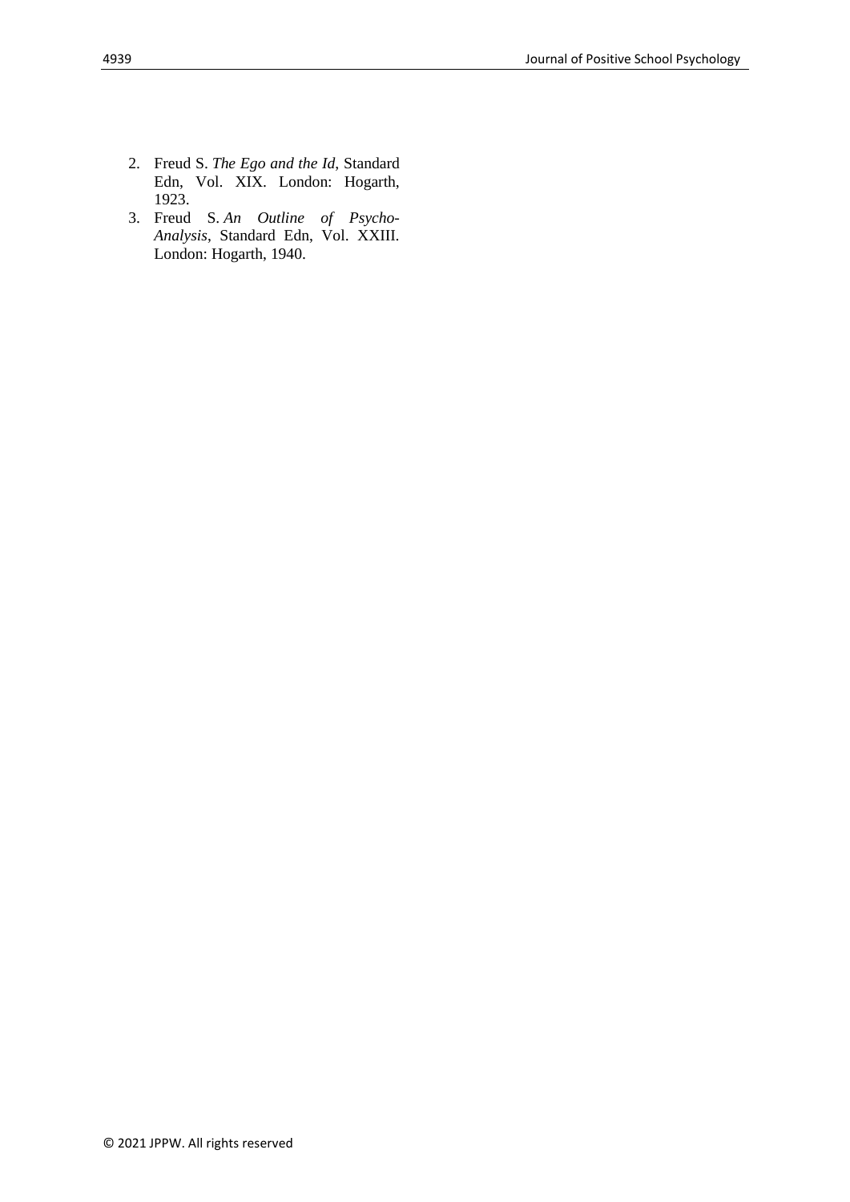2. Freud S. *The Ego and the Id*, Standard Edn, Vol. XIX. London: Hogarth, 1923.
3. Freud S. *An Outline of Psycho-Analysis*, Standard Edn, Vol. XXIII. London: Hogarth, 1940.